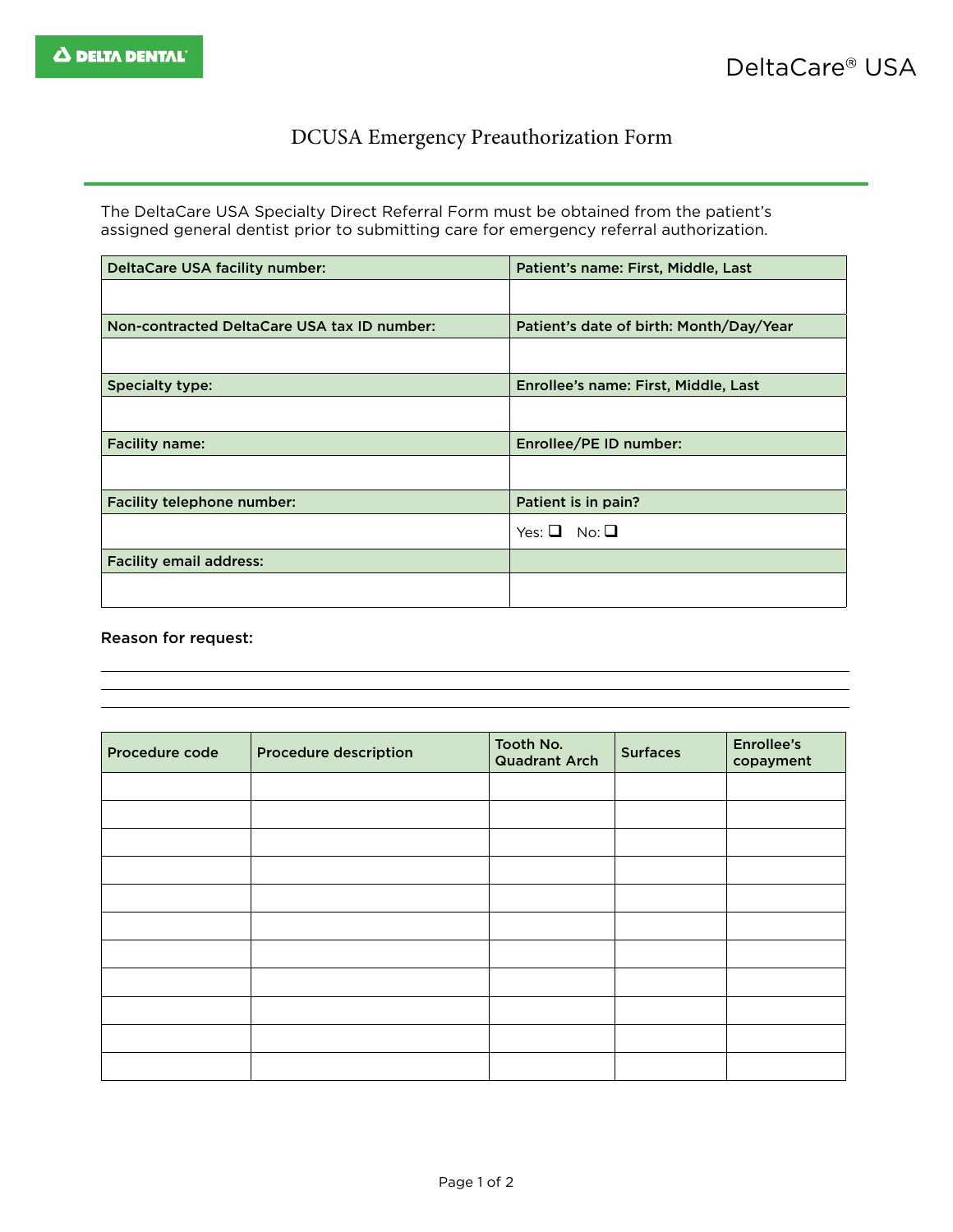DELTA DENTAL

DeltaCare® USA

# DCUSA Emergency Preauthorization Form

The DeltaCare USA Specialty Direct Referral Form must be obtained from the patient's assigned general dentist prior to submitting care for emergency referral authorization.

| DeltaCare USA facility number: | Patient's name: First, Middle, Last |
|---|---|
| | |
| **Non-contracted DeltaCare USA tax ID number:** | **Patient's date of birth: Month/Day/Year** |
| | |
| **Specialty type:** | **Enrollee's name: First, Middle, Last** |
| | |
| **Facility name:** | **Enrollee/PE ID number:** |
| | |
| **Facility telephone number:** | **Patient is in pain?** |
| | Yes: ☐ No: ☐ |
| **Facility email address:** | |
| | |

**Reason for request:**

______________________________________________________________________

______________________________________________________________________

______________________________________________________________________

| Procedure code | Procedure description | Tooth No. Quadrant Arch | Surfaces | Enrollee's copayment |
|---|---|---|---|---|
| | | | | |
| | | | | |
| | | | | |
| | | | | |
| | | | | |
| | | | | |
| | | | | |
| | | | | |
| | | | | |
| | | | | |
| | | | | |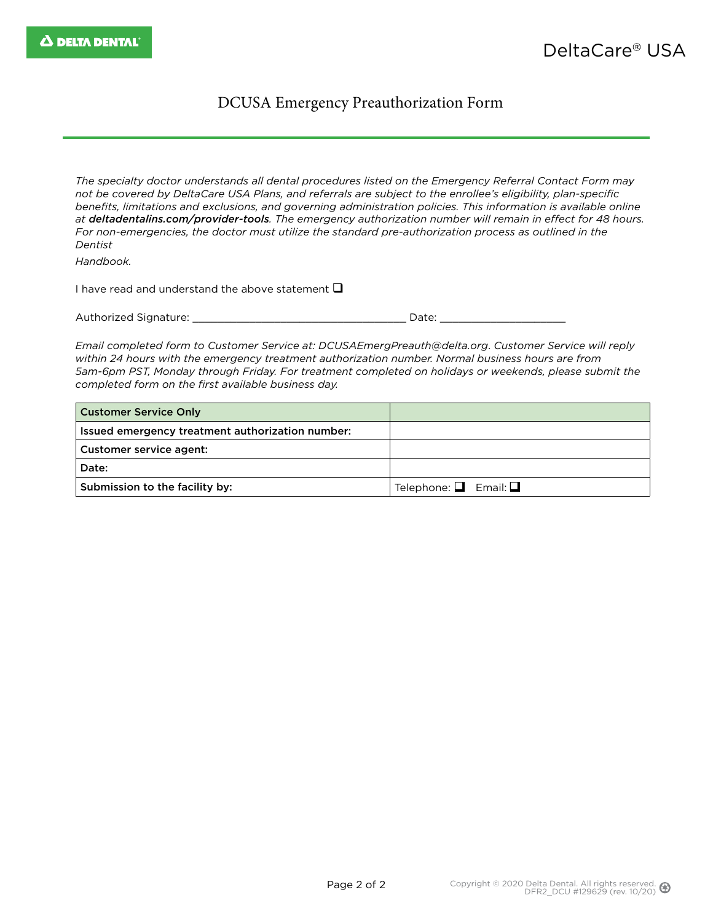# DCUSA Emergency Preauthorization Form

*The specialty doctor understands all dental procedures listed on the Emergency Referral Contact Form may not be covered by DeltaCare USA Plans, and referrals are subject to the enrollee's eligibility, plan-specific benefits, limitations and exclusions, and governing administration policies. This information is available online at* ***deltadentalins.com/provider-tools****. The emergency authorization number will remain in effect for 48 hours. For non-emergencies, the doctor must utilize the standard pre-authorization process as outlined in the Dentist Handbook.*

I have read and understand the above statement ❑

Authorized Signature: ___________________________________ Date: _____________________

*Email completed form to Customer Service at: DCUSAEmergPreauth@delta.org. Customer Service will reply within 24 hours with the emergency treatment authorization number. Normal business hours are from 5am-6pm PST, Monday through Friday. For treatment completed on holidays or weekends, please submit the completed form on the first available business day.*

| **Customer Service Only** | |
|---|---|
| **Issued emergency treatment authorization number:** | |
| **Customer service agent:** | |
| **Date:** | |
| **Submission to the facility by:** | Telephone: ❑ Email: ❑ |

Copyright © 2020 Delta Dental. All rights reserved.
DFR2_DCU #129629 (rev. 10/20)